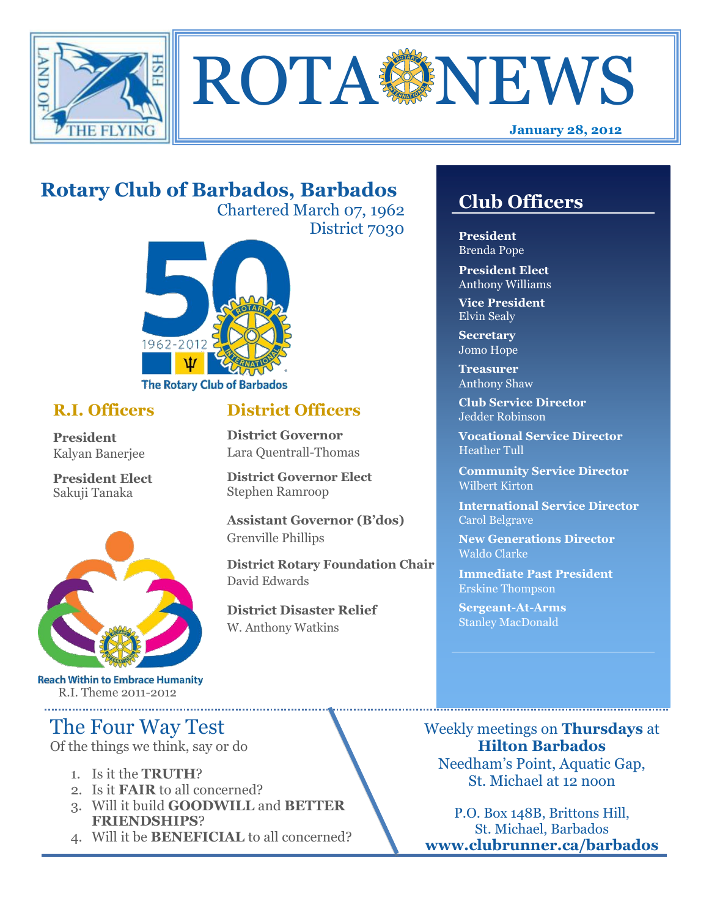# ROTA NEWS

**January 28, 2012**

## Rotary Club of Barbados, Barbados

Chartered March 07, 1962
District 7030

The Rotary Club of Barbados

### R.I. Officers

**President**
Kalyan Banerjee

**President Elect**
Sakuji Tanaka

Reach Within to Embrace Humanity
R.I. Theme 2011-2012

### District Officers

**District Governor**
Lara Quentrall-Thomas

**District Governor Elect**
Stephen Ramroop

**Assistant Governor (B'dos)**
Grenville Phillips

**District Rotary Foundation Chair**
David Edwards

**District Disaster Relief**
W. Anthony Watkins

## Club Officers

**President**
Brenda Pope

**President Elect**
Anthony Williams

**Vice President**
Elvin Sealy

**Secretary**
Jomo Hope

**Treasurer**
Anthony Shaw

**Club Service Director**
Jedder Robinson

**Vocational Service Director**
Heather Tull

**Community Service Director**
Wilbert Kirton

**International Service Director**
Carol Belgrave

**New Generations Director**
Waldo Clarke

**Immediate Past President**
Erskine Thompson

**Sergeant-At-Arms**
Stanley MacDonald

## The Four Way Test

Of the things we think, say or do

1. Is it the **TRUTH**?
2. Is it **FAIR** to all concerned?
3. Will it build **GOODWILL** and **BETTER FRIENDSHIPS**?
4. Will it be **BENEFICIAL** to all concerned?

Weekly meetings on **Thursdays** at **Hilton Barbados**
Needham's Point, Aquatic Gap, St. Michael at 12 noon

P.O. Box 148B, Brittons Hill, St. Michael, Barbados
**www.clubrunner.ca/barbados**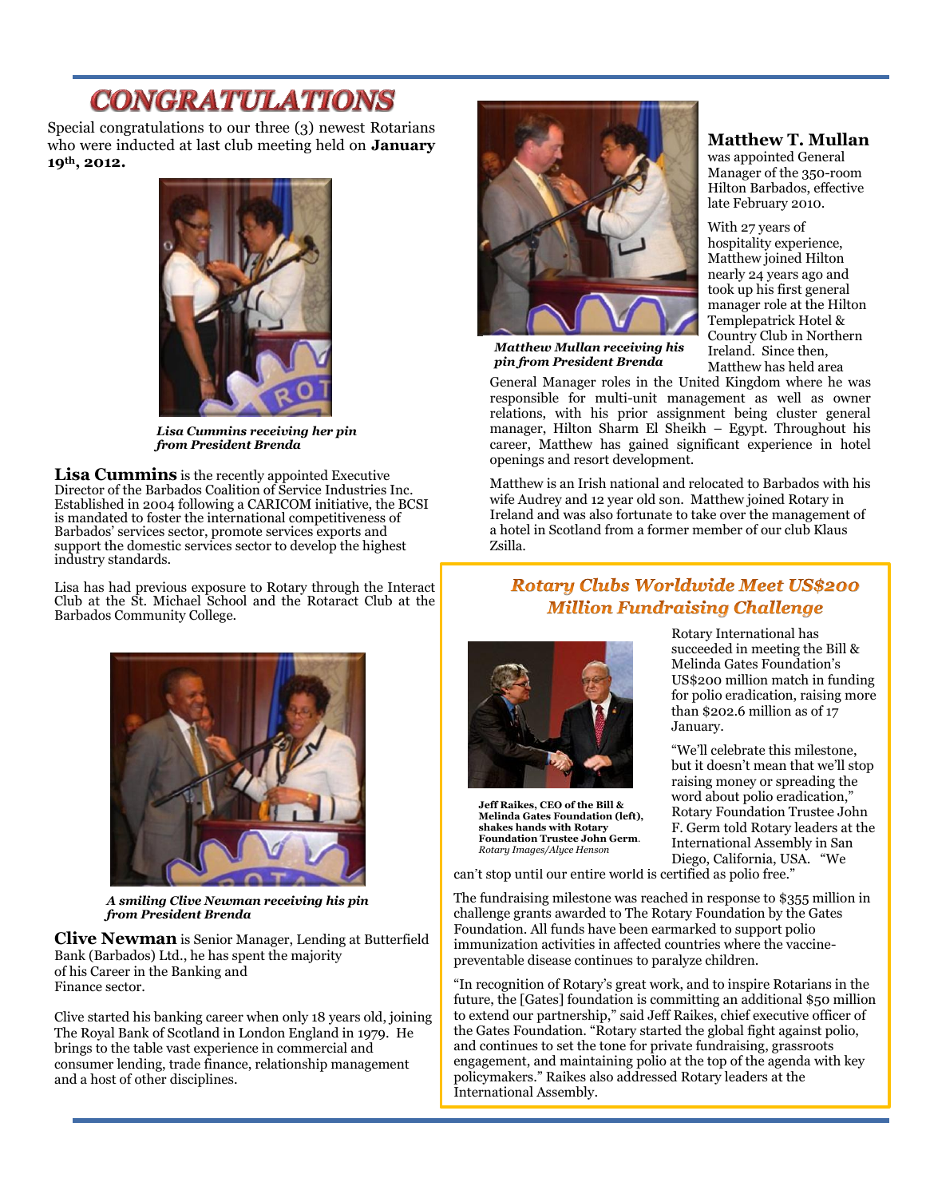# CONGRATULATIONS

Special congratulations to our three (3) newest Rotarians who were inducted at last club meeting held on **January 19th, 2012.**

*Lisa Cummins receiving her pin from President Brenda*

**Lisa Cummins** is the recently appointed Executive Director of the Barbados Coalition of Service Industries Inc. Established in 2004 following a CARICOM initiative, the BCSI is mandated to foster the international competitiveness of Barbados' services sector, promote services exports and support the domestic services sector to develop the highest industry standards.

Lisa has had previous exposure to Rotary through the Interact Club at the St. Michael School and the Rotaract Club at the Barbados Community College.

*A smiling Clive Newman receiving his pin from President Brenda*

**Clive Newman** is Senior Manager, Lending at Butterfield Bank (Barbados) Ltd., he has spent the majority of his Career in the Banking and Finance sector.

Clive started his banking career when only 18 years old, joining The Royal Bank of Scotland in London England in 1979. He brings to the table vast experience in commercial and consumer lending, trade finance, relationship management and a host of other disciplines.

*Matthew Mullan receiving his pin from President Brenda*

**Matthew T. Mullan** was appointed General Manager of the 350-room Hilton Barbados, effective late February 2010.

With 27 years of hospitality experience, Matthew joined Hilton nearly 24 years ago and took up his first general manager role at the Hilton Templepatrick Hotel & Country Club in Northern Ireland. Since then, Matthew has held area General Manager roles in the United Kingdom where he was responsible for multi-unit management as well as owner relations, with his prior assignment being cluster general manager, Hilton Sharm El Sheikh – Egypt. Throughout his career, Matthew has gained significant experience in hotel openings and resort development.

Matthew is an Irish national and relocated to Barbados with his wife Audrey and 12 year old son. Matthew joined Rotary in Ireland and was also fortunate to take over the management of a hotel in Scotland from a former member of our club Klaus Zsilla.

## Rotary Clubs Worldwide Meet US$200 Million Fundraising Challenge

**Jeff Raikes, CEO of the Bill & Melinda Gates Foundation (left), shakes hands with Rotary Foundation Trustee John Germ**. *Rotary Images/Alyce Henson*

Rotary International has succeeded in meeting the Bill & Melinda Gates Foundation's US$200 million match in funding for polio eradication, raising more than $202.6 million as of 17 January.

"We'll celebrate this milestone, but it doesn't mean that we'll stop raising money or spreading the word about polio eradication," Rotary Foundation Trustee John F. Germ told Rotary leaders at the International Assembly in San Diego, California, USA. "We can't stop until our entire world is certified as polio free."

The fundraising milestone was reached in response to $355 million in challenge grants awarded to The Rotary Foundation by the Gates Foundation. All funds have been earmarked to support polio immunization activities in affected countries where the vaccine-preventable disease continues to paralyze children.

"In recognition of Rotary's great work, and to inspire Rotarians in the future, the [Gates] foundation is committing an additional $50 million to extend our partnership," said Jeff Raikes, chief executive officer of the Gates Foundation. "Rotary started the global fight against polio, and continues to set the tone for private fundraising, grassroots engagement, and maintaining polio at the top of the agenda with key policymakers." Raikes also addressed Rotary leaders at the International Assembly.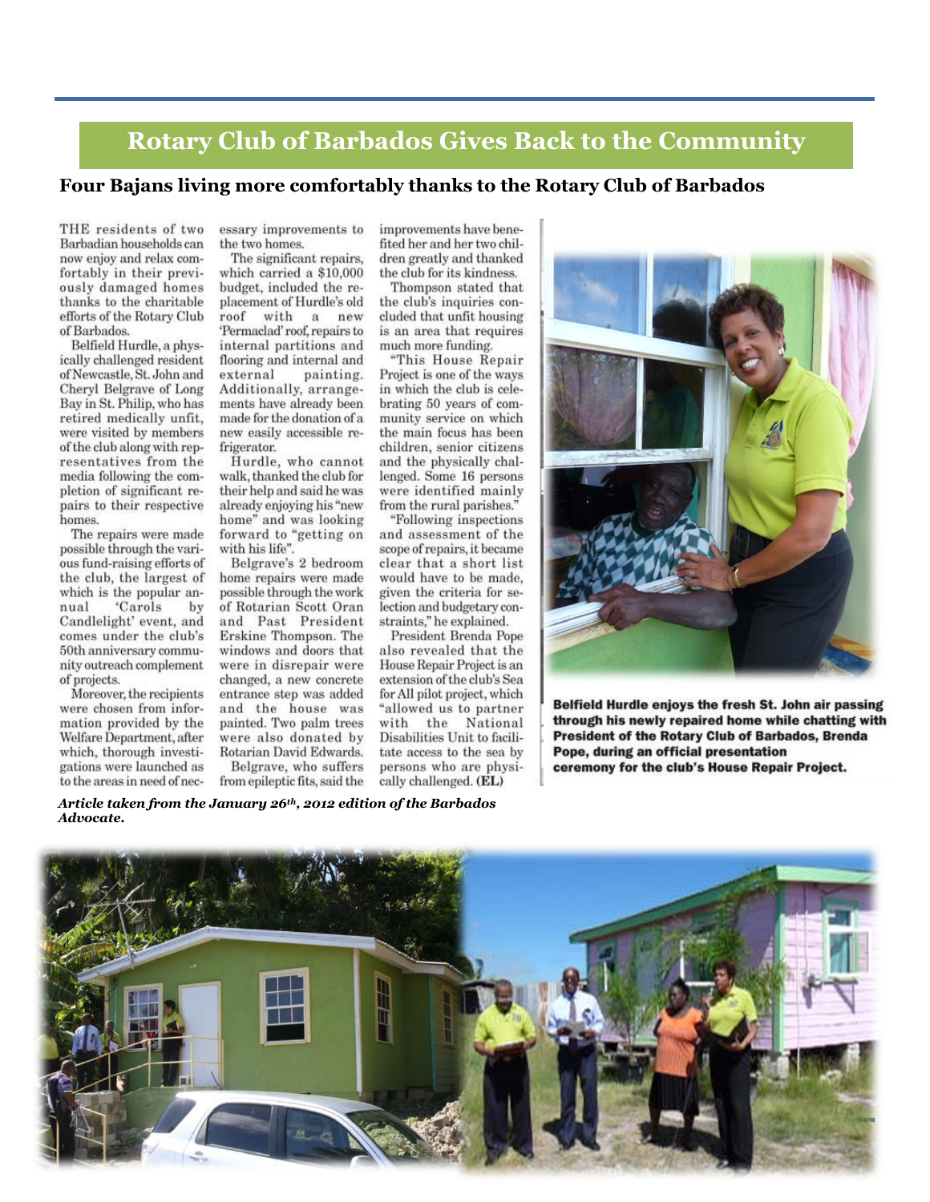# Rotary Club of Barbados Gives Back to the Community

## Four Bajans living more comfortably thanks to the Rotary Club of Barbados

THE residents of two Barbadian households can now enjoy and relax comfortably in their previously damaged homes thanks to the charitable efforts of the Rotary Club of Barbados.

Belfield Hurdle, a physically challenged resident of Newcastle, St. John and Cheryl Belgrave of Long Bay in St. Philip, who has retired medically unfit, were visited by members of the club along with representatives from the media following the completion of significant repairs to their respective homes.

The repairs were made possible through the various fund-raising efforts of the club, the largest of which is the popular annual 'Carols by Candlelight' event, and comes under the club's 50th anniversary community outreach complement of projects.

Moreover, the recipients were chosen from information provided by the Welfare Department, after which, thorough investigations were launched as to the areas in need of necessary improvements to the two homes.

The significant repairs, which carried a $10,000 budget, included the replacement of Hurdle's old roof with a new 'Permaclad' roof, repairs to internal partitions and flooring and internal and external painting. Additionally, arrangements have already been made for the donation of a new easily accessible refrigerator.

Hurdle, who cannot walk, thanked the club for their help and said he was already enjoying his "new home" and was looking forward to "getting on with his life".

Belgrave's 2 bedroom home repairs were made possible through the work of Rotarian Scott Oran and Past President Erskine Thompson. The windows and doors that were in disrepair were changed, a new concrete entrance step was added and the house was painted. Two palm trees were also donated by Rotarian David Edwards.

Belgrave, who suffers from epileptic fits, said the improvements have benefited her and her two children greatly and thanked the club for its kindness.

Thompson stated that the club's inquiries concluded that unfit housing is an area that requires much more funding.

"This House Repair Project is one of the ways in which the club is celebrating 50 years of community service on which the main focus has been children, senior citizens and the physically challenged. Some 16 persons were identified mainly from the rural parishes."

"Following inspections and assessment of the scope of repairs, it became clear that a short list would have to be made, given the criteria for selection and budgetary constraints," he explained.

President Brenda Pope also revealed that the House Repair Project is an extension of the club's Sea for All pilot project, which "allowed us to partner with the National Disabilities Unit to facilitate access to the sea by persons who are physically challenged. **(EL)**

**Belfield Hurdle enjoys the fresh St. John air passing through his newly repaired home while chatting with President of the Rotary Club of Barbados, Brenda Pope, during an official presentation ceremony for the club's House Repair Project.**

***Article taken from the January 26th, 2012 edition of the Barbados Advocate.***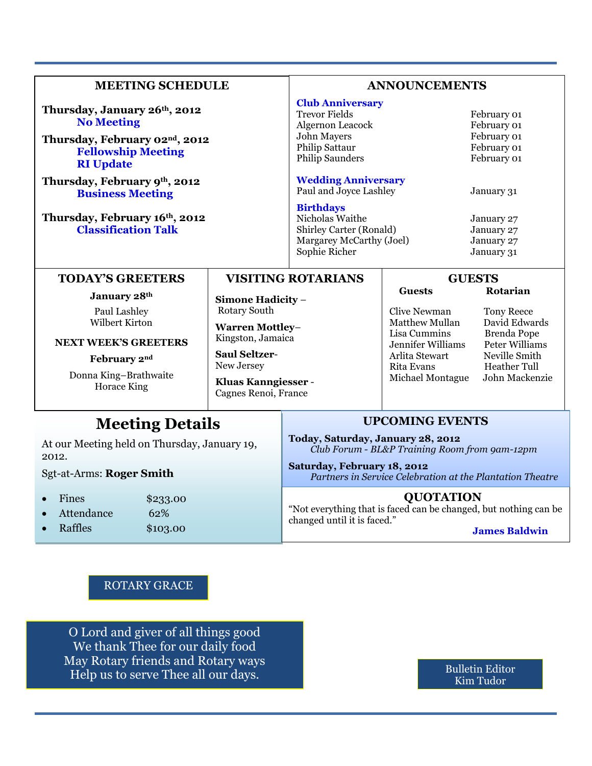## MEETING SCHEDULE

**Thursday, January 26th, 2012**
**No Meeting**

**Thursday, February 02nd, 2012**
**Fellowship Meeting**
**RI Update**

**Thursday, February 9th, 2012**
**Business Meeting**

**Thursday, February 16th, 2012**
**Classification Talk**

## ANNOUNCEMENTS

**Club Anniversary**

| | |
|---|---|
| Trevor Fields | February 01 |
| Algernon Leacock | February 01 |
| John Mayers | February 01 |
| Philip Sattaur | February 01 |
| Philip Saunders | February 01 |

**Wedding Anniversary**

| | |
|---|---|
| Paul and Joyce Lashley | January 31 |

**Birthdays**

| | |
|---|---|
| Nicholas Waithe | January 27 |
| Shirley Carter (Ronald) | January 27 |
| Margarey McCarthy (Joel) | January 27 |
| Sophie Richer | January 31 |

## TODAY'S GREETERS

**January 28th**

Paul Lashley
Wilbert Kirton

## NEXT WEEK'S GREETERS

**February 2nd**

Donna King–Brathwaite
Horace King

## VISITING ROTARIANS

**Simone Hadicity** – Rotary South

**Warren Mottley**– Kingston, Jamaica

**Saul Seltzer**- New Jersey

**Kluas Kanngiesser** - Cagnes Renoi, France

## GUESTS

| Guests | Rotarian |
|---|---|
| Clive Newman | Tony Reece |
| Matthew Mullan | David Edwards |
| Lisa Cummins | Brenda Pope |
| Jennifer Williams | Peter Williams |
| Arlita Stewart | Neville Smith |
| Rita Evans | Heather Tull |
| Michael Montague | John Mackenzie |

# Meeting Details

At our Meeting held on Thursday, January 19, 2012.

Sgt-at-Arms: **Roger Smith**

- Fines $233.00
- Attendance 62%
- Raffles $103.00

## UPCOMING EVENTS

**Today, Saturday, January 28, 2012**
*Club Forum - BL&P Training Room from 9am-12pm*

**Saturday, February 18, 2012**
*Partners in Service Celebration at the Plantation Theatre*

## QUOTATION

"Not everything that is faced can be changed, but nothing can be changed until it is faced."

**James Baldwin**

ROTARY GRACE

O Lord and giver of all things good
We thank Thee for our daily food
May Rotary friends and Rotary ways
Help us to serve Thee all our days.

Bulletin Editor
Kim Tudor